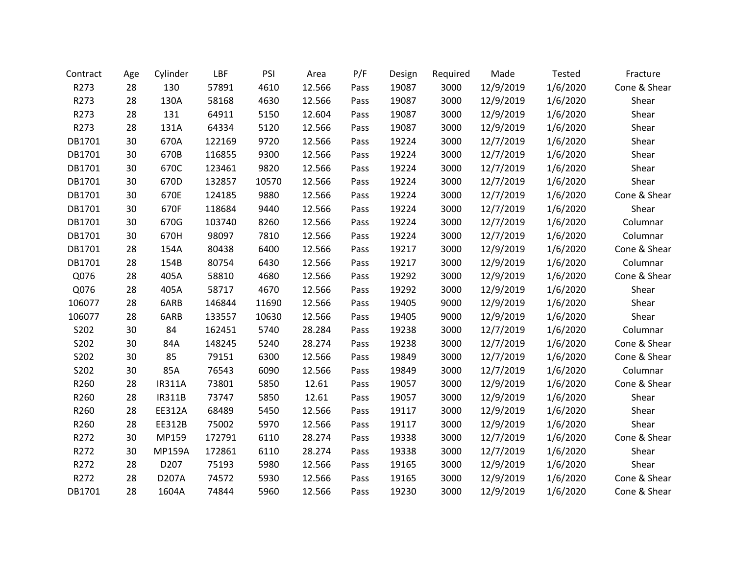| Contract | Age | Cylinder | LBF | PSI | Area | P/F | Design | Required | Made | Tested | Fracture |
|---|---|---|---|---|---|---|---|---|---|---|---|
| R273 | 28 | 130 | 57891 | 4610 | 12.566 | Pass | 19087 | 3000 | 12/9/2019 | 1/6/2020 | Cone & Shear |
| R273 | 28 | 130A | 58168 | 4630 | 12.566 | Pass | 19087 | 3000 | 12/9/2019 | 1/6/2020 | Shear |
| R273 | 28 | 131 | 64911 | 5150 | 12.604 | Pass | 19087 | 3000 | 12/9/2019 | 1/6/2020 | Shear |
| R273 | 28 | 131A | 64334 | 5120 | 12.566 | Pass | 19087 | 3000 | 12/9/2019 | 1/6/2020 | Shear |
| DB1701 | 30 | 670A | 122169 | 9720 | 12.566 | Pass | 19224 | 3000 | 12/7/2019 | 1/6/2020 | Shear |
| DB1701 | 30 | 670B | 116855 | 9300 | 12.566 | Pass | 19224 | 3000 | 12/7/2019 | 1/6/2020 | Shear |
| DB1701 | 30 | 670C | 123461 | 9820 | 12.566 | Pass | 19224 | 3000 | 12/7/2019 | 1/6/2020 | Shear |
| DB1701 | 30 | 670D | 132857 | 10570 | 12.566 | Pass | 19224 | 3000 | 12/7/2019 | 1/6/2020 | Shear |
| DB1701 | 30 | 670E | 124185 | 9880 | 12.566 | Pass | 19224 | 3000 | 12/7/2019 | 1/6/2020 | Cone & Shear |
| DB1701 | 30 | 670F | 118684 | 9440 | 12.566 | Pass | 19224 | 3000 | 12/7/2019 | 1/6/2020 | Shear |
| DB1701 | 30 | 670G | 103740 | 8260 | 12.566 | Pass | 19224 | 3000 | 12/7/2019 | 1/6/2020 | Columnar |
| DB1701 | 30 | 670H | 98097 | 7810 | 12.566 | Pass | 19224 | 3000 | 12/7/2019 | 1/6/2020 | Columnar |
| DB1701 | 28 | 154A | 80438 | 6400 | 12.566 | Pass | 19217 | 3000 | 12/9/2019 | 1/6/2020 | Cone & Shear |
| DB1701 | 28 | 154B | 80754 | 6430 | 12.566 | Pass | 19217 | 3000 | 12/9/2019 | 1/6/2020 | Columnar |
| Q076 | 28 | 405A | 58810 | 4680 | 12.566 | Pass | 19292 | 3000 | 12/9/2019 | 1/6/2020 | Cone & Shear |
| Q076 | 28 | 405A | 58717 | 4670 | 12.566 | Pass | 19292 | 3000 | 12/9/2019 | 1/6/2020 | Shear |
| 106077 | 28 | 6ARB | 146844 | 11690 | 12.566 | Pass | 19405 | 9000 | 12/9/2019 | 1/6/2020 | Shear |
| 106077 | 28 | 6ARB | 133557 | 10630 | 12.566 | Pass | 19405 | 9000 | 12/9/2019 | 1/6/2020 | Shear |
| S202 | 30 | 84 | 162451 | 5740 | 28.284 | Pass | 19238 | 3000 | 12/7/2019 | 1/6/2020 | Columnar |
| S202 | 30 | 84A | 148245 | 5240 | 28.274 | Pass | 19238 | 3000 | 12/7/2019 | 1/6/2020 | Cone & Shear |
| S202 | 30 | 85 | 79151 | 6300 | 12.566 | Pass | 19849 | 3000 | 12/7/2019 | 1/6/2020 | Cone & Shear |
| S202 | 30 | 85A | 76543 | 6090 | 12.566 | Pass | 19849 | 3000 | 12/7/2019 | 1/6/2020 | Columnar |
| R260 | 28 | IR311A | 73801 | 5850 | 12.61 | Pass | 19057 | 3000 | 12/9/2019 | 1/6/2020 | Cone & Shear |
| R260 | 28 | IR311B | 73747 | 5850 | 12.61 | Pass | 19057 | 3000 | 12/9/2019 | 1/6/2020 | Shear |
| R260 | 28 | EE312A | 68489 | 5450 | 12.566 | Pass | 19117 | 3000 | 12/9/2019 | 1/6/2020 | Shear |
| R260 | 28 | EE312B | 75002 | 5970 | 12.566 | Pass | 19117 | 3000 | 12/9/2019 | 1/6/2020 | Shear |
| R272 | 30 | MP159 | 172791 | 6110 | 28.274 | Pass | 19338 | 3000 | 12/7/2019 | 1/6/2020 | Cone & Shear |
| R272 | 30 | MP159A | 172861 | 6110 | 28.274 | Pass | 19338 | 3000 | 12/7/2019 | 1/6/2020 | Shear |
| R272 | 28 | D207 | 75193 | 5980 | 12.566 | Pass | 19165 | 3000 | 12/9/2019 | 1/6/2020 | Shear |
| R272 | 28 | D207A | 74572 | 5930 | 12.566 | Pass | 19165 | 3000 | 12/9/2019 | 1/6/2020 | Cone & Shear |
| DB1701 | 28 | 1604A | 74844 | 5960 | 12.566 | Pass | 19230 | 3000 | 12/9/2019 | 1/6/2020 | Cone & Shear |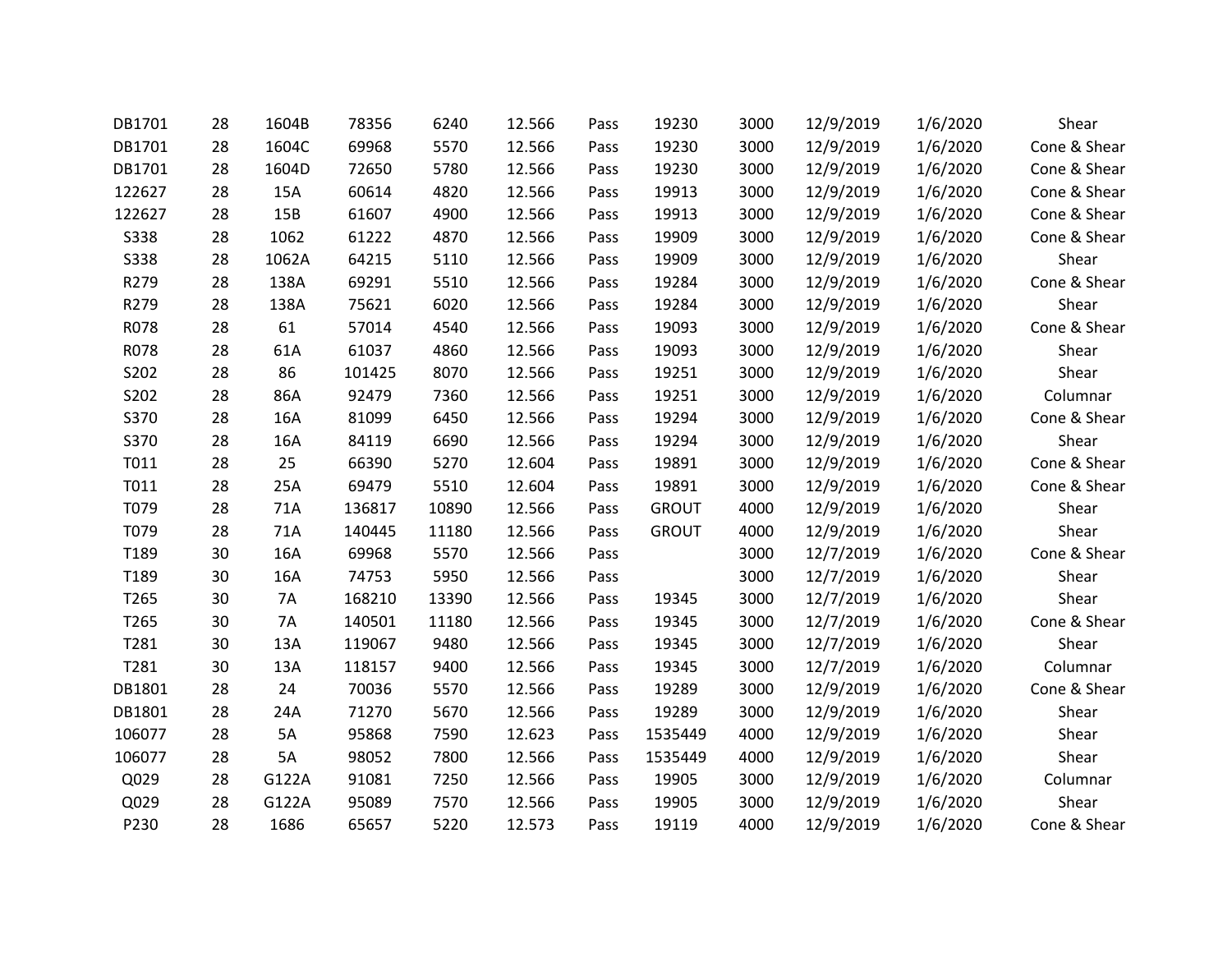| | | | | | | | | | | | |
|---|---|---|---|---|---|---|---|---|---|---|---|
| DB1701 | 28 | 1604B | 78356 | 6240 | 12.566 | Pass | 19230 | 3000 | 12/9/2019 | 1/6/2020 | Shear |
| DB1701 | 28 | 1604C | 69968 | 5570 | 12.566 | Pass | 19230 | 3000 | 12/9/2019 | 1/6/2020 | Cone & Shear |
| DB1701 | 28 | 1604D | 72650 | 5780 | 12.566 | Pass | 19230 | 3000 | 12/9/2019 | 1/6/2020 | Cone & Shear |
| 122627 | 28 | 15A | 60614 | 4820 | 12.566 | Pass | 19913 | 3000 | 12/9/2019 | 1/6/2020 | Cone & Shear |
| 122627 | 28 | 15B | 61607 | 4900 | 12.566 | Pass | 19913 | 3000 | 12/9/2019 | 1/6/2020 | Cone & Shear |
| S338 | 28 | 1062 | 61222 | 4870 | 12.566 | Pass | 19909 | 3000 | 12/9/2019 | 1/6/2020 | Cone & Shear |
| S338 | 28 | 1062A | 64215 | 5110 | 12.566 | Pass | 19909 | 3000 | 12/9/2019 | 1/6/2020 | Shear |
| R279 | 28 | 138A | 69291 | 5510 | 12.566 | Pass | 19284 | 3000 | 12/9/2019 | 1/6/2020 | Cone & Shear |
| R279 | 28 | 138A | 75621 | 6020 | 12.566 | Pass | 19284 | 3000 | 12/9/2019 | 1/6/2020 | Shear |
| R078 | 28 | 61 | 57014 | 4540 | 12.566 | Pass | 19093 | 3000 | 12/9/2019 | 1/6/2020 | Cone & Shear |
| R078 | 28 | 61A | 61037 | 4860 | 12.566 | Pass | 19093 | 3000 | 12/9/2019 | 1/6/2020 | Shear |
| S202 | 28 | 86 | 101425 | 8070 | 12.566 | Pass | 19251 | 3000 | 12/9/2019 | 1/6/2020 | Shear |
| S202 | 28 | 86A | 92479 | 7360 | 12.566 | Pass | 19251 | 3000 | 12/9/2019 | 1/6/2020 | Columnar |
| S370 | 28 | 16A | 81099 | 6450 | 12.566 | Pass | 19294 | 3000 | 12/9/2019 | 1/6/2020 | Cone & Shear |
| S370 | 28 | 16A | 84119 | 6690 | 12.566 | Pass | 19294 | 3000 | 12/9/2019 | 1/6/2020 | Shear |
| T011 | 28 | 25 | 66390 | 5270 | 12.604 | Pass | 19891 | 3000 | 12/9/2019 | 1/6/2020 | Cone & Shear |
| T011 | 28 | 25A | 69479 | 5510 | 12.604 | Pass | 19891 | 3000 | 12/9/2019 | 1/6/2020 | Cone & Shear |
| T079 | 28 | 71A | 136817 | 10890 | 12.566 | Pass | GROUT | 4000 | 12/9/2019 | 1/6/2020 | Shear |
| T079 | 28 | 71A | 140445 | 11180 | 12.566 | Pass | GROUT | 4000 | 12/9/2019 | 1/6/2020 | Shear |
| T189 | 30 | 16A | 69968 | 5570 | 12.566 | Pass | | 3000 | 12/7/2019 | 1/6/2020 | Cone & Shear |
| T189 | 30 | 16A | 74753 | 5950 | 12.566 | Pass | | 3000 | 12/7/2019 | 1/6/2020 | Shear |
| T265 | 30 | 7A | 168210 | 13390 | 12.566 | Pass | 19345 | 3000 | 12/7/2019 | 1/6/2020 | Shear |
| T265 | 30 | 7A | 140501 | 11180 | 12.566 | Pass | 19345 | 3000 | 12/7/2019 | 1/6/2020 | Cone & Shear |
| T281 | 30 | 13A | 119067 | 9480 | 12.566 | Pass | 19345 | 3000 | 12/7/2019 | 1/6/2020 | Shear |
| T281 | 30 | 13A | 118157 | 9400 | 12.566 | Pass | 19345 | 3000 | 12/7/2019 | 1/6/2020 | Columnar |
| DB1801 | 28 | 24 | 70036 | 5570 | 12.566 | Pass | 19289 | 3000 | 12/9/2019 | 1/6/2020 | Cone & Shear |
| DB1801 | 28 | 24A | 71270 | 5670 | 12.566 | Pass | 19289 | 3000 | 12/9/2019 | 1/6/2020 | Shear |
| 106077 | 28 | 5A | 95868 | 7590 | 12.623 | Pass | 1535449 | 4000 | 12/9/2019 | 1/6/2020 | Shear |
| 106077 | 28 | 5A | 98052 | 7800 | 12.566 | Pass | 1535449 | 4000 | 12/9/2019 | 1/6/2020 | Shear |
| Q029 | 28 | G122A | 91081 | 7250 | 12.566 | Pass | 19905 | 3000 | 12/9/2019 | 1/6/2020 | Columnar |
| Q029 | 28 | G122A | 95089 | 7570 | 12.566 | Pass | 19905 | 3000 | 12/9/2019 | 1/6/2020 | Shear |
| P230 | 28 | 1686 | 65657 | 5220 | 12.573 | Pass | 19119 | 4000 | 12/9/2019 | 1/6/2020 | Cone & Shear |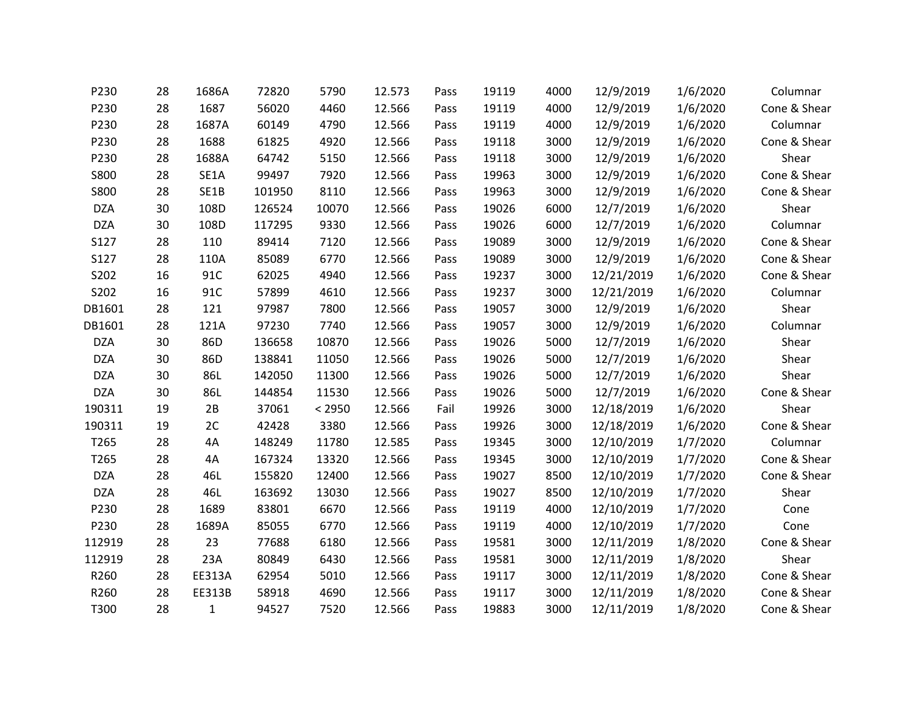| | | | | | | | | | | | |
|---|---|---|---|---|---|---|---|---|---|---|---|
| P230 | 28 | 1686A | 72820 | 5790 | 12.573 | Pass | 19119 | 4000 | 12/9/2019 | 1/6/2020 | Columnar |
| P230 | 28 | 1687 | 56020 | 4460 | 12.566 | Pass | 19119 | 4000 | 12/9/2019 | 1/6/2020 | Cone & Shear |
| P230 | 28 | 1687A | 60149 | 4790 | 12.566 | Pass | 19119 | 4000 | 12/9/2019 | 1/6/2020 | Columnar |
| P230 | 28 | 1688 | 61825 | 4920 | 12.566 | Pass | 19118 | 3000 | 12/9/2019 | 1/6/2020 | Cone & Shear |
| P230 | 28 | 1688A | 64742 | 5150 | 12.566 | Pass | 19118 | 3000 | 12/9/2019 | 1/6/2020 | Shear |
| S800 | 28 | SE1A | 99497 | 7920 | 12.566 | Pass | 19963 | 3000 | 12/9/2019 | 1/6/2020 | Cone & Shear |
| S800 | 28 | SE1B | 101950 | 8110 | 12.566 | Pass | 19963 | 3000 | 12/9/2019 | 1/6/2020 | Cone & Shear |
| DZA | 30 | 108D | 126524 | 10070 | 12.566 | Pass | 19026 | 6000 | 12/7/2019 | 1/6/2020 | Shear |
| DZA | 30 | 108D | 117295 | 9330 | 12.566 | Pass | 19026 | 6000 | 12/7/2019 | 1/6/2020 | Columnar |
| S127 | 28 | 110 | 89414 | 7120 | 12.566 | Pass | 19089 | 3000 | 12/9/2019 | 1/6/2020 | Cone & Shear |
| S127 | 28 | 110A | 85089 | 6770 | 12.566 | Pass | 19089 | 3000 | 12/9/2019 | 1/6/2020 | Cone & Shear |
| S202 | 16 | 91C | 62025 | 4940 | 12.566 | Pass | 19237 | 3000 | 12/21/2019 | 1/6/2020 | Cone & Shear |
| S202 | 16 | 91C | 57899 | 4610 | 12.566 | Pass | 19237 | 3000 | 12/21/2019 | 1/6/2020 | Columnar |
| DB1601 | 28 | 121 | 97987 | 7800 | 12.566 | Pass | 19057 | 3000 | 12/9/2019 | 1/6/2020 | Shear |
| DB1601 | 28 | 121A | 97230 | 7740 | 12.566 | Pass | 19057 | 3000 | 12/9/2019 | 1/6/2020 | Columnar |
| DZA | 30 | 86D | 136658 | 10870 | 12.566 | Pass | 19026 | 5000 | 12/7/2019 | 1/6/2020 | Shear |
| DZA | 30 | 86D | 138841 | 11050 | 12.566 | Pass | 19026 | 5000 | 12/7/2019 | 1/6/2020 | Shear |
| DZA | 30 | 86L | 142050 | 11300 | 12.566 | Pass | 19026 | 5000 | 12/7/2019 | 1/6/2020 | Shear |
| DZA | 30 | 86L | 144854 | 11530 | 12.566 | Pass | 19026 | 5000 | 12/7/2019 | 1/6/2020 | Cone & Shear |
| 190311 | 19 | 2B | 37061 | < 2950 | 12.566 | Fail | 19926 | 3000 | 12/18/2019 | 1/6/2020 | Shear |
| 190311 | 19 | 2C | 42428 | 3380 | 12.566 | Pass | 19926 | 3000 | 12/18/2019 | 1/6/2020 | Cone & Shear |
| T265 | 28 | 4A | 148249 | 11780 | 12.585 | Pass | 19345 | 3000 | 12/10/2019 | 1/7/2020 | Columnar |
| T265 | 28 | 4A | 167324 | 13320 | 12.566 | Pass | 19345 | 3000 | 12/10/2019 | 1/7/2020 | Cone & Shear |
| DZA | 28 | 46L | 155820 | 12400 | 12.566 | Pass | 19027 | 8500 | 12/10/2019 | 1/7/2020 | Cone & Shear |
| DZA | 28 | 46L | 163692 | 13030 | 12.566 | Pass | 19027 | 8500 | 12/10/2019 | 1/7/2020 | Shear |
| P230 | 28 | 1689 | 83801 | 6670 | 12.566 | Pass | 19119 | 4000 | 12/10/2019 | 1/7/2020 | Cone |
| P230 | 28 | 1689A | 85055 | 6770 | 12.566 | Pass | 19119 | 4000 | 12/10/2019 | 1/7/2020 | Cone |
| 112919 | 28 | 23 | 77688 | 6180 | 12.566 | Pass | 19581 | 3000 | 12/11/2019 | 1/8/2020 | Cone & Shear |
| 112919 | 28 | 23A | 80849 | 6430 | 12.566 | Pass | 19581 | 3000 | 12/11/2019 | 1/8/2020 | Shear |
| R260 | 28 | EE313A | 62954 | 5010 | 12.566 | Pass | 19117 | 3000 | 12/11/2019 | 1/8/2020 | Cone & Shear |
| R260 | 28 | EE313B | 58918 | 4690 | 12.566 | Pass | 19117 | 3000 | 12/11/2019 | 1/8/2020 | Cone & Shear |
| T300 | 28 | 1 | 94527 | 7520 | 12.566 | Pass | 19883 | 3000 | 12/11/2019 | 1/8/2020 | Cone & Shear |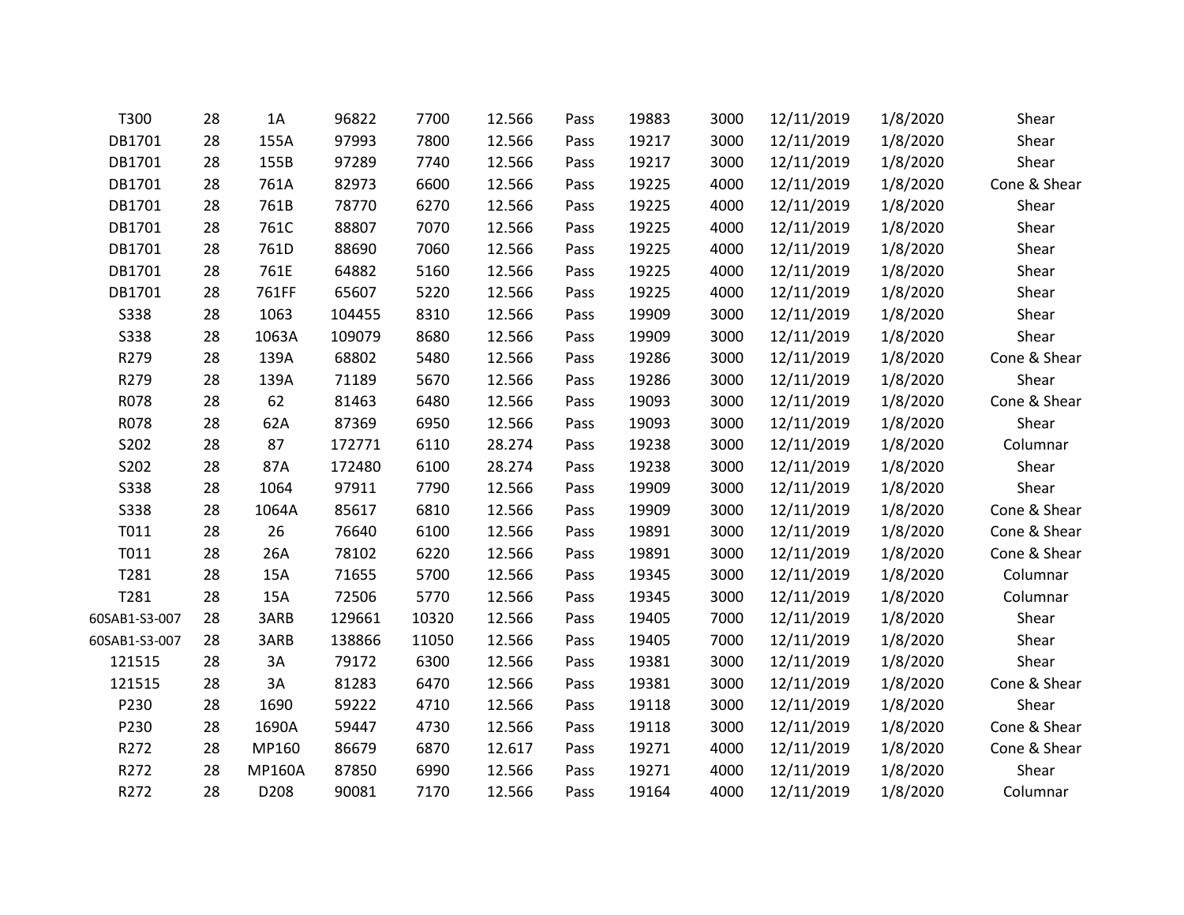| | | | | | | | | | | | |
|---|---|---|---|---|---|---|---|---|---|---|---|
| T300 | 28 | 1A | 96822 | 7700 | 12.566 | Pass | 19883 | 3000 | 12/11/2019 | 1/8/2020 | Shear |
| DB1701 | 28 | 155A | 97993 | 7800 | 12.566 | Pass | 19217 | 3000 | 12/11/2019 | 1/8/2020 | Shear |
| DB1701 | 28 | 155B | 97289 | 7740 | 12.566 | Pass | 19217 | 3000 | 12/11/2019 | 1/8/2020 | Shear |
| DB1701 | 28 | 761A | 82973 | 6600 | 12.566 | Pass | 19225 | 4000 | 12/11/2019 | 1/8/2020 | Cone & Shear |
| DB1701 | 28 | 761B | 78770 | 6270 | 12.566 | Pass | 19225 | 4000 | 12/11/2019 | 1/8/2020 | Shear |
| DB1701 | 28 | 761C | 88807 | 7070 | 12.566 | Pass | 19225 | 4000 | 12/11/2019 | 1/8/2020 | Shear |
| DB1701 | 28 | 761D | 88690 | 7060 | 12.566 | Pass | 19225 | 4000 | 12/11/2019 | 1/8/2020 | Shear |
| DB1701 | 28 | 761E | 64882 | 5160 | 12.566 | Pass | 19225 | 4000 | 12/11/2019 | 1/8/2020 | Shear |
| DB1701 | 28 | 761FF | 65607 | 5220 | 12.566 | Pass | 19225 | 4000 | 12/11/2019 | 1/8/2020 | Shear |
| S338 | 28 | 1063 | 104455 | 8310 | 12.566 | Pass | 19909 | 3000 | 12/11/2019 | 1/8/2020 | Shear |
| S338 | 28 | 1063A | 109079 | 8680 | 12.566 | Pass | 19909 | 3000 | 12/11/2019 | 1/8/2020 | Shear |
| R279 | 28 | 139A | 68802 | 5480 | 12.566 | Pass | 19286 | 3000 | 12/11/2019 | 1/8/2020 | Cone & Shear |
| R279 | 28 | 139A | 71189 | 5670 | 12.566 | Pass | 19286 | 3000 | 12/11/2019 | 1/8/2020 | Shear |
| R078 | 28 | 62 | 81463 | 6480 | 12.566 | Pass | 19093 | 3000 | 12/11/2019 | 1/8/2020 | Cone & Shear |
| R078 | 28 | 62A | 87369 | 6950 | 12.566 | Pass | 19093 | 3000 | 12/11/2019 | 1/8/2020 | Shear |
| S202 | 28 | 87 | 172771 | 6110 | 28.274 | Pass | 19238 | 3000 | 12/11/2019 | 1/8/2020 | Columnar |
| S202 | 28 | 87A | 172480 | 6100 | 28.274 | Pass | 19238 | 3000 | 12/11/2019 | 1/8/2020 | Shear |
| S338 | 28 | 1064 | 97911 | 7790 | 12.566 | Pass | 19909 | 3000 | 12/11/2019 | 1/8/2020 | Shear |
| S338 | 28 | 1064A | 85617 | 6810 | 12.566 | Pass | 19909 | 3000 | 12/11/2019 | 1/8/2020 | Cone & Shear |
| T011 | 28 | 26 | 76640 | 6100 | 12.566 | Pass | 19891 | 3000 | 12/11/2019 | 1/8/2020 | Cone & Shear |
| T011 | 28 | 26A | 78102 | 6220 | 12.566 | Pass | 19891 | 3000 | 12/11/2019 | 1/8/2020 | Cone & Shear |
| T281 | 28 | 15A | 71655 | 5700 | 12.566 | Pass | 19345 | 3000 | 12/11/2019 | 1/8/2020 | Columnar |
| T281 | 28 | 15A | 72506 | 5770 | 12.566 | Pass | 19345 | 3000 | 12/11/2019 | 1/8/2020 | Columnar |
| 60SAB1-S3-007 | 28 | 3ARB | 129661 | 10320 | 12.566 | Pass | 19405 | 7000 | 12/11/2019 | 1/8/2020 | Shear |
| 60SAB1-S3-007 | 28 | 3ARB | 138866 | 11050 | 12.566 | Pass | 19405 | 7000 | 12/11/2019 | 1/8/2020 | Shear |
| 121515 | 28 | 3A | 79172 | 6300 | 12.566 | Pass | 19381 | 3000 | 12/11/2019 | 1/8/2020 | Shear |
| 121515 | 28 | 3A | 81283 | 6470 | 12.566 | Pass | 19381 | 3000 | 12/11/2019 | 1/8/2020 | Cone & Shear |
| P230 | 28 | 1690 | 59222 | 4710 | 12.566 | Pass | 19118 | 3000 | 12/11/2019 | 1/8/2020 | Shear |
| P230 | 28 | 1690A | 59447 | 4730 | 12.566 | Pass | 19118 | 3000 | 12/11/2019 | 1/8/2020 | Cone & Shear |
| R272 | 28 | MP160 | 86679 | 6870 | 12.617 | Pass | 19271 | 4000 | 12/11/2019 | 1/8/2020 | Cone & Shear |
| R272 | 28 | MP160A | 87850 | 6990 | 12.566 | Pass | 19271 | 4000 | 12/11/2019 | 1/8/2020 | Shear |
| R272 | 28 | D208 | 90081 | 7170 | 12.566 | Pass | 19164 | 4000 | 12/11/2019 | 1/8/2020 | Columnar |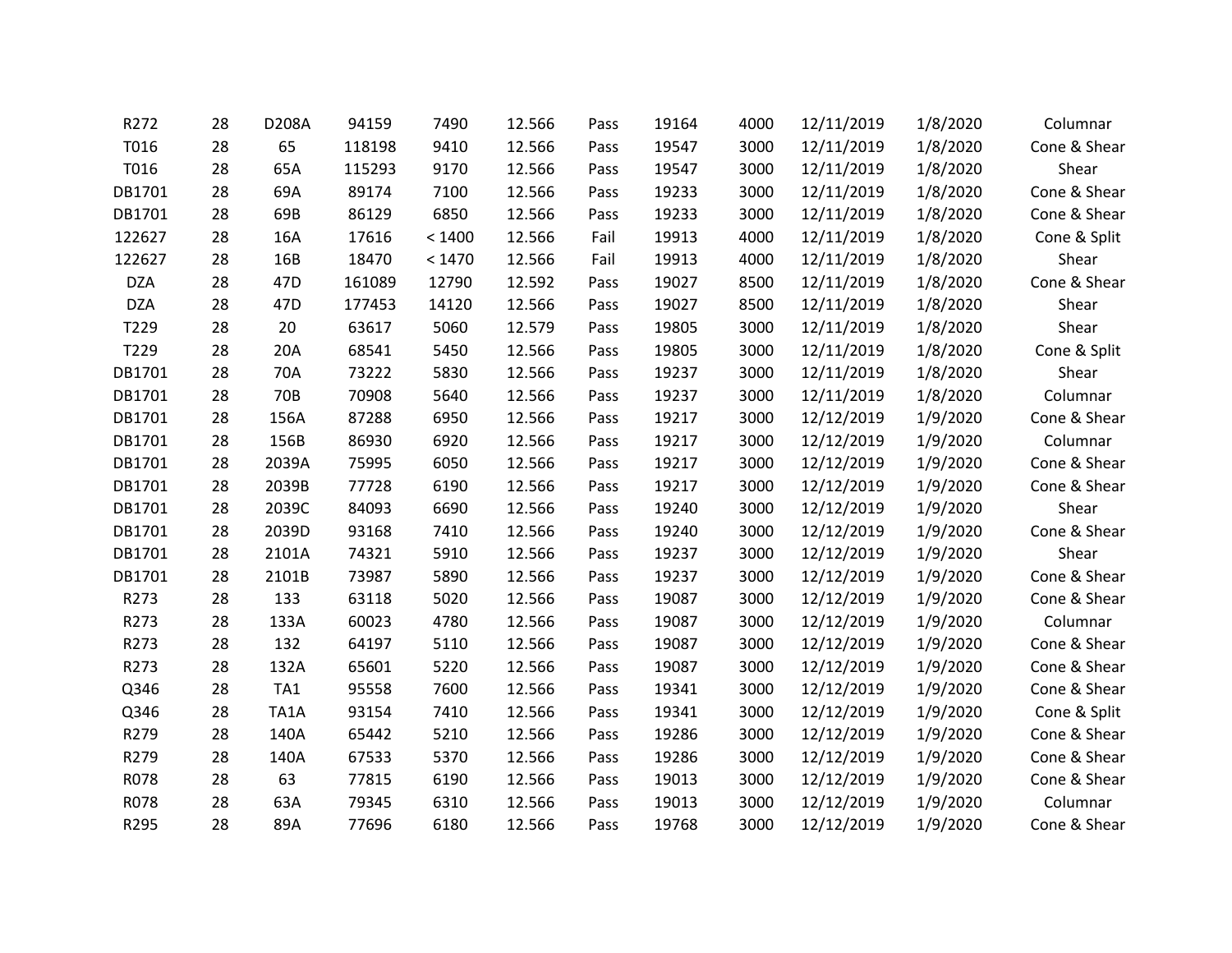| | | | | | | | | | | | |
|---|---|---|---|---|---|---|---|---|---|---|---|
| R272 | 28 | D208A | 94159 | 7490 | 12.566 | Pass | 19164 | 4000 | 12/11/2019 | 1/8/2020 | Columnar |
| T016 | 28 | 65 | 118198 | 9410 | 12.566 | Pass | 19547 | 3000 | 12/11/2019 | 1/8/2020 | Cone & Shear |
| T016 | 28 | 65A | 115293 | 9170 | 12.566 | Pass | 19547 | 3000 | 12/11/2019 | 1/8/2020 | Shear |
| DB1701 | 28 | 69A | 89174 | 7100 | 12.566 | Pass | 19233 | 3000 | 12/11/2019 | 1/8/2020 | Cone & Shear |
| DB1701 | 28 | 69B | 86129 | 6850 | 12.566 | Pass | 19233 | 3000 | 12/11/2019 | 1/8/2020 | Cone & Shear |
| 122627 | 28 | 16A | 17616 | < 1400 | 12.566 | Fail | 19913 | 4000 | 12/11/2019 | 1/8/2020 | Cone & Split |
| 122627 | 28 | 16B | 18470 | < 1470 | 12.566 | Fail | 19913 | 4000 | 12/11/2019 | 1/8/2020 | Shear |
| DZA | 28 | 47D | 161089 | 12790 | 12.592 | Pass | 19027 | 8500 | 12/11/2019 | 1/8/2020 | Cone & Shear |
| DZA | 28 | 47D | 177453 | 14120 | 12.566 | Pass | 19027 | 8500 | 12/11/2019 | 1/8/2020 | Shear |
| T229 | 28 | 20 | 63617 | 5060 | 12.579 | Pass | 19805 | 3000 | 12/11/2019 | 1/8/2020 | Shear |
| T229 | 28 | 20A | 68541 | 5450 | 12.566 | Pass | 19805 | 3000 | 12/11/2019 | 1/8/2020 | Cone & Split |
| DB1701 | 28 | 70A | 73222 | 5830 | 12.566 | Pass | 19237 | 3000 | 12/11/2019 | 1/8/2020 | Shear |
| DB1701 | 28 | 70B | 70908 | 5640 | 12.566 | Pass | 19237 | 3000 | 12/11/2019 | 1/8/2020 | Columnar |
| DB1701 | 28 | 156A | 87288 | 6950 | 12.566 | Pass | 19217 | 3000 | 12/12/2019 | 1/9/2020 | Cone & Shear |
| DB1701 | 28 | 156B | 86930 | 6920 | 12.566 | Pass | 19217 | 3000 | 12/12/2019 | 1/9/2020 | Columnar |
| DB1701 | 28 | 2039A | 75995 | 6050 | 12.566 | Pass | 19217 | 3000 | 12/12/2019 | 1/9/2020 | Cone & Shear |
| DB1701 | 28 | 2039B | 77728 | 6190 | 12.566 | Pass | 19217 | 3000 | 12/12/2019 | 1/9/2020 | Cone & Shear |
| DB1701 | 28 | 2039C | 84093 | 6690 | 12.566 | Pass | 19240 | 3000 | 12/12/2019 | 1/9/2020 | Shear |
| DB1701 | 28 | 2039D | 93168 | 7410 | 12.566 | Pass | 19240 | 3000 | 12/12/2019 | 1/9/2020 | Cone & Shear |
| DB1701 | 28 | 2101A | 74321 | 5910 | 12.566 | Pass | 19237 | 3000 | 12/12/2019 | 1/9/2020 | Shear |
| DB1701 | 28 | 2101B | 73987 | 5890 | 12.566 | Pass | 19237 | 3000 | 12/12/2019 | 1/9/2020 | Cone & Shear |
| R273 | 28 | 133 | 63118 | 5020 | 12.566 | Pass | 19087 | 3000 | 12/12/2019 | 1/9/2020 | Cone & Shear |
| R273 | 28 | 133A | 60023 | 4780 | 12.566 | Pass | 19087 | 3000 | 12/12/2019 | 1/9/2020 | Columnar |
| R273 | 28 | 132 | 64197 | 5110 | 12.566 | Pass | 19087 | 3000 | 12/12/2019 | 1/9/2020 | Cone & Shear |
| R273 | 28 | 132A | 65601 | 5220 | 12.566 | Pass | 19087 | 3000 | 12/12/2019 | 1/9/2020 | Cone & Shear |
| Q346 | 28 | TA1 | 95558 | 7600 | 12.566 | Pass | 19341 | 3000 | 12/12/2019 | 1/9/2020 | Cone & Shear |
| Q346 | 28 | TA1A | 93154 | 7410 | 12.566 | Pass | 19341 | 3000 | 12/12/2019 | 1/9/2020 | Cone & Split |
| R279 | 28 | 140A | 65442 | 5210 | 12.566 | Pass | 19286 | 3000 | 12/12/2019 | 1/9/2020 | Cone & Shear |
| R279 | 28 | 140A | 67533 | 5370 | 12.566 | Pass | 19286 | 3000 | 12/12/2019 | 1/9/2020 | Cone & Shear |
| R078 | 28 | 63 | 77815 | 6190 | 12.566 | Pass | 19013 | 3000 | 12/12/2019 | 1/9/2020 | Cone & Shear |
| R078 | 28 | 63A | 79345 | 6310 | 12.566 | Pass | 19013 | 3000 | 12/12/2019 | 1/9/2020 | Columnar |
| R295 | 28 | 89A | 77696 | 6180 | 12.566 | Pass | 19768 | 3000 | 12/12/2019 | 1/9/2020 | Cone & Shear |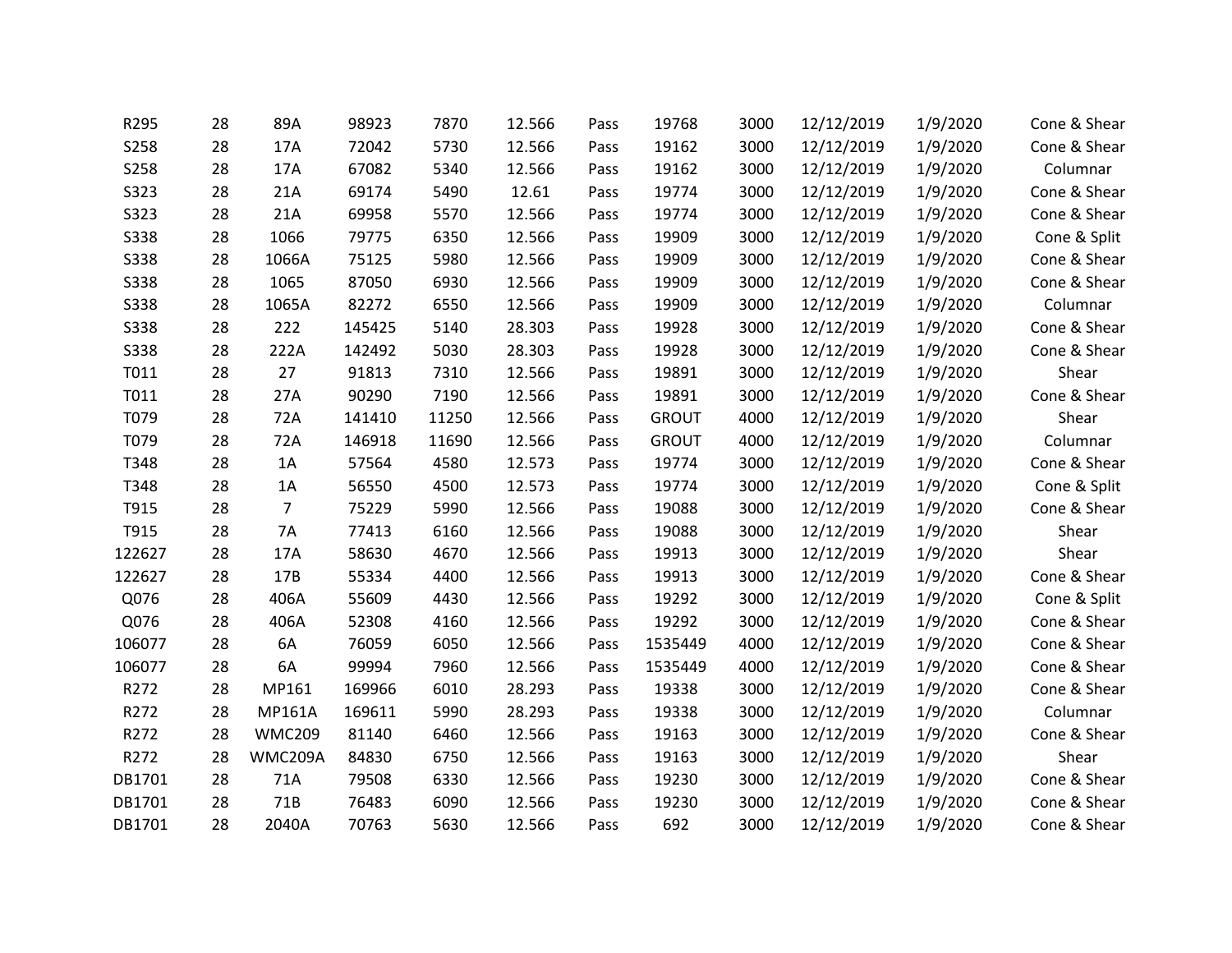| | | | | | | | | | | | |
|---|---|---|---|---|---|---|---|---|---|---|---|
| R295 | 28 | 89A | 98923 | 7870 | 12.566 | Pass | 19768 | 3000 | 12/12/2019 | 1/9/2020 | Cone & Shear |
| S258 | 28 | 17A | 72042 | 5730 | 12.566 | Pass | 19162 | 3000 | 12/12/2019 | 1/9/2020 | Cone & Shear |
| S258 | 28 | 17A | 67082 | 5340 | 12.566 | Pass | 19162 | 3000 | 12/12/2019 | 1/9/2020 | Columnar |
| S323 | 28 | 21A | 69174 | 5490 | 12.61 | Pass | 19774 | 3000 | 12/12/2019 | 1/9/2020 | Cone & Shear |
| S323 | 28 | 21A | 69958 | 5570 | 12.566 | Pass | 19774 | 3000 | 12/12/2019 | 1/9/2020 | Cone & Shear |
| S338 | 28 | 1066 | 79775 | 6350 | 12.566 | Pass | 19909 | 3000 | 12/12/2019 | 1/9/2020 | Cone & Split |
| S338 | 28 | 1066A | 75125 | 5980 | 12.566 | Pass | 19909 | 3000 | 12/12/2019 | 1/9/2020 | Cone & Shear |
| S338 | 28 | 1065 | 87050 | 6930 | 12.566 | Pass | 19909 | 3000 | 12/12/2019 | 1/9/2020 | Cone & Shear |
| S338 | 28 | 1065A | 82272 | 6550 | 12.566 | Pass | 19909 | 3000 | 12/12/2019 | 1/9/2020 | Columnar |
| S338 | 28 | 222 | 145425 | 5140 | 28.303 | Pass | 19928 | 3000 | 12/12/2019 | 1/9/2020 | Cone & Shear |
| S338 | 28 | 222A | 142492 | 5030 | 28.303 | Pass | 19928 | 3000 | 12/12/2019 | 1/9/2020 | Cone & Shear |
| T011 | 28 | 27 | 91813 | 7310 | 12.566 | Pass | 19891 | 3000 | 12/12/2019 | 1/9/2020 | Shear |
| T011 | 28 | 27A | 90290 | 7190 | 12.566 | Pass | 19891 | 3000 | 12/12/2019 | 1/9/2020 | Cone & Shear |
| T079 | 28 | 72A | 141410 | 11250 | 12.566 | Pass | GROUT | 4000 | 12/12/2019 | 1/9/2020 | Shear |
| T079 | 28 | 72A | 146918 | 11690 | 12.566 | Pass | GROUT | 4000 | 12/12/2019 | 1/9/2020 | Columnar |
| T348 | 28 | 1A | 57564 | 4580 | 12.573 | Pass | 19774 | 3000 | 12/12/2019 | 1/9/2020 | Cone & Shear |
| T348 | 28 | 1A | 56550 | 4500 | 12.573 | Pass | 19774 | 3000 | 12/12/2019 | 1/9/2020 | Cone & Split |
| T915 | 28 | 7 | 75229 | 5990 | 12.566 | Pass | 19088 | 3000 | 12/12/2019 | 1/9/2020 | Cone & Shear |
| T915 | 28 | 7A | 77413 | 6160 | 12.566 | Pass | 19088 | 3000 | 12/12/2019 | 1/9/2020 | Shear |
| 122627 | 28 | 17A | 58630 | 4670 | 12.566 | Pass | 19913 | 3000 | 12/12/2019 | 1/9/2020 | Shear |
| 122627 | 28 | 17B | 55334 | 4400 | 12.566 | Pass | 19913 | 3000 | 12/12/2019 | 1/9/2020 | Cone & Shear |
| Q076 | 28 | 406A | 55609 | 4430 | 12.566 | Pass | 19292 | 3000 | 12/12/2019 | 1/9/2020 | Cone & Split |
| Q076 | 28 | 406A | 52308 | 4160 | 12.566 | Pass | 19292 | 3000 | 12/12/2019 | 1/9/2020 | Cone & Shear |
| 106077 | 28 | 6A | 76059 | 6050 | 12.566 | Pass | 1535449 | 4000 | 12/12/2019 | 1/9/2020 | Cone & Shear |
| 106077 | 28 | 6A | 99994 | 7960 | 12.566 | Pass | 1535449 | 4000 | 12/12/2019 | 1/9/2020 | Cone & Shear |
| R272 | 28 | MP161 | 169966 | 6010 | 28.293 | Pass | 19338 | 3000 | 12/12/2019 | 1/9/2020 | Cone & Shear |
| R272 | 28 | MP161A | 169611 | 5990 | 28.293 | Pass | 19338 | 3000 | 12/12/2019 | 1/9/2020 | Columnar |
| R272 | 28 | WMC209 | 81140 | 6460 | 12.566 | Pass | 19163 | 3000 | 12/12/2019 | 1/9/2020 | Cone & Shear |
| R272 | 28 | WMC209A | 84830 | 6750 | 12.566 | Pass | 19163 | 3000 | 12/12/2019 | 1/9/2020 | Shear |
| DB1701 | 28 | 71A | 79508 | 6330 | 12.566 | Pass | 19230 | 3000 | 12/12/2019 | 1/9/2020 | Cone & Shear |
| DB1701 | 28 | 71B | 76483 | 6090 | 12.566 | Pass | 19230 | 3000 | 12/12/2019 | 1/9/2020 | Cone & Shear |
| DB1701 | 28 | 2040A | 70763 | 5630 | 12.566 | Pass | 692 | 3000 | 12/12/2019 | 1/9/2020 | Cone & Shear |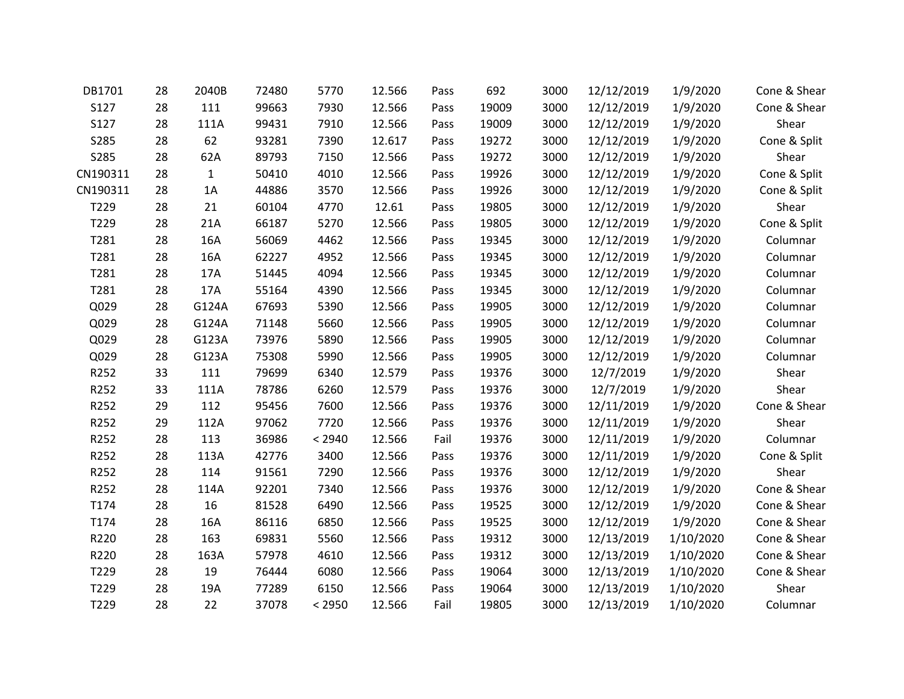| | | | | | | | | | | | |
|---|---|---|---|---|---|---|---|---|---|---|---|
| DB1701 | 28 | 2040B | 72480 | 5770 | 12.566 | Pass | 692 | 3000 | 12/12/2019 | 1/9/2020 | Cone & Shear |
| S127 | 28 | 111 | 99663 | 7930 | 12.566 | Pass | 19009 | 3000 | 12/12/2019 | 1/9/2020 | Cone & Shear |
| S127 | 28 | 111A | 99431 | 7910 | 12.566 | Pass | 19009 | 3000 | 12/12/2019 | 1/9/2020 | Shear |
| S285 | 28 | 62 | 93281 | 7390 | 12.617 | Pass | 19272 | 3000 | 12/12/2019 | 1/9/2020 | Cone & Split |
| S285 | 28 | 62A | 89793 | 7150 | 12.566 | Pass | 19272 | 3000 | 12/12/2019 | 1/9/2020 | Shear |
| CN190311 | 28 | 1 | 50410 | 4010 | 12.566 | Pass | 19926 | 3000 | 12/12/2019 | 1/9/2020 | Cone & Split |
| CN190311 | 28 | 1A | 44886 | 3570 | 12.566 | Pass | 19926 | 3000 | 12/12/2019 | 1/9/2020 | Cone & Split |
| T229 | 28 | 21 | 60104 | 4770 | 12.61 | Pass | 19805 | 3000 | 12/12/2019 | 1/9/2020 | Shear |
| T229 | 28 | 21A | 66187 | 5270 | 12.566 | Pass | 19805 | 3000 | 12/12/2019 | 1/9/2020 | Cone & Split |
| T281 | 28 | 16A | 56069 | 4462 | 12.566 | Pass | 19345 | 3000 | 12/12/2019 | 1/9/2020 | Columnar |
| T281 | 28 | 16A | 62227 | 4952 | 12.566 | Pass | 19345 | 3000 | 12/12/2019 | 1/9/2020 | Columnar |
| T281 | 28 | 17A | 51445 | 4094 | 12.566 | Pass | 19345 | 3000 | 12/12/2019 | 1/9/2020 | Columnar |
| T281 | 28 | 17A | 55164 | 4390 | 12.566 | Pass | 19345 | 3000 | 12/12/2019 | 1/9/2020 | Columnar |
| Q029 | 28 | G124A | 67693 | 5390 | 12.566 | Pass | 19905 | 3000 | 12/12/2019 | 1/9/2020 | Columnar |
| Q029 | 28 | G124A | 71148 | 5660 | 12.566 | Pass | 19905 | 3000 | 12/12/2019 | 1/9/2020 | Columnar |
| Q029 | 28 | G123A | 73976 | 5890 | 12.566 | Pass | 19905 | 3000 | 12/12/2019 | 1/9/2020 | Columnar |
| Q029 | 28 | G123A | 75308 | 5990 | 12.566 | Pass | 19905 | 3000 | 12/12/2019 | 1/9/2020 | Columnar |
| R252 | 33 | 111 | 79699 | 6340 | 12.579 | Pass | 19376 | 3000 | 12/7/2019 | 1/9/2020 | Shear |
| R252 | 33 | 111A | 78786 | 6260 | 12.579 | Pass | 19376 | 3000 | 12/7/2019 | 1/9/2020 | Shear |
| R252 | 29 | 112 | 95456 | 7600 | 12.566 | Pass | 19376 | 3000 | 12/11/2019 | 1/9/2020 | Cone & Shear |
| R252 | 29 | 112A | 97062 | 7720 | 12.566 | Pass | 19376 | 3000 | 12/11/2019 | 1/9/2020 | Shear |
| R252 | 28 | 113 | 36986 | < 2940 | 12.566 | Fail | 19376 | 3000 | 12/11/2019 | 1/9/2020 | Columnar |
| R252 | 28 | 113A | 42776 | 3400 | 12.566 | Pass | 19376 | 3000 | 12/11/2019 | 1/9/2020 | Cone & Split |
| R252 | 28 | 114 | 91561 | 7290 | 12.566 | Pass | 19376 | 3000 | 12/12/2019 | 1/9/2020 | Shear |
| R252 | 28 | 114A | 92201 | 7340 | 12.566 | Pass | 19376 | 3000 | 12/12/2019 | 1/9/2020 | Cone & Shear |
| T174 | 28 | 16 | 81528 | 6490 | 12.566 | Pass | 19525 | 3000 | 12/12/2019 | 1/9/2020 | Cone & Shear |
| T174 | 28 | 16A | 86116 | 6850 | 12.566 | Pass | 19525 | 3000 | 12/12/2019 | 1/9/2020 | Cone & Shear |
| R220 | 28 | 163 | 69831 | 5560 | 12.566 | Pass | 19312 | 3000 | 12/13/2019 | 1/10/2020 | Cone & Shear |
| R220 | 28 | 163A | 57978 | 4610 | 12.566 | Pass | 19312 | 3000 | 12/13/2019 | 1/10/2020 | Cone & Shear |
| T229 | 28 | 19 | 76444 | 6080 | 12.566 | Pass | 19064 | 3000 | 12/13/2019 | 1/10/2020 | Cone & Shear |
| T229 | 28 | 19A | 77289 | 6150 | 12.566 | Pass | 19064 | 3000 | 12/13/2019 | 1/10/2020 | Shear |
| T229 | 28 | 22 | 37078 | < 2950 | 12.566 | Fail | 19805 | 3000 | 12/13/2019 | 1/10/2020 | Columnar |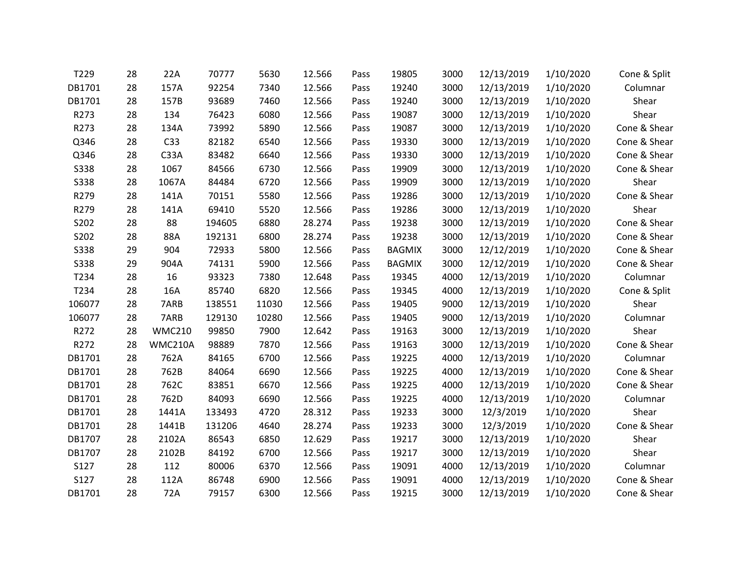| | | | | | | | | | | | |
|---|---|---|---|---|---|---|---|---|---|---|---|
| T229 | 28 | 22A | 70777 | 5630 | 12.566 | Pass | 19805 | 3000 | 12/13/2019 | 1/10/2020 | Cone & Split |
| DB1701 | 28 | 157A | 92254 | 7340 | 12.566 | Pass | 19240 | 3000 | 12/13/2019 | 1/10/2020 | Columnar |
| DB1701 | 28 | 157B | 93689 | 7460 | 12.566 | Pass | 19240 | 3000 | 12/13/2019 | 1/10/2020 | Shear |
| R273 | 28 | 134 | 76423 | 6080 | 12.566 | Pass | 19087 | 3000 | 12/13/2019 | 1/10/2020 | Shear |
| R273 | 28 | 134A | 73992 | 5890 | 12.566 | Pass | 19087 | 3000 | 12/13/2019 | 1/10/2020 | Cone & Shear |
| Q346 | 28 | C33 | 82182 | 6540 | 12.566 | Pass | 19330 | 3000 | 12/13/2019 | 1/10/2020 | Cone & Shear |
| Q346 | 28 | C33A | 83482 | 6640 | 12.566 | Pass | 19330 | 3000 | 12/13/2019 | 1/10/2020 | Cone & Shear |
| S338 | 28 | 1067 | 84566 | 6730 | 12.566 | Pass | 19909 | 3000 | 12/13/2019 | 1/10/2020 | Cone & Shear |
| S338 | 28 | 1067A | 84484 | 6720 | 12.566 | Pass | 19909 | 3000 | 12/13/2019 | 1/10/2020 | Shear |
| R279 | 28 | 141A | 70151 | 5580 | 12.566 | Pass | 19286 | 3000 | 12/13/2019 | 1/10/2020 | Cone & Shear |
| R279 | 28 | 141A | 69410 | 5520 | 12.566 | Pass | 19286 | 3000 | 12/13/2019 | 1/10/2020 | Shear |
| S202 | 28 | 88 | 194605 | 6880 | 28.274 | Pass | 19238 | 3000 | 12/13/2019 | 1/10/2020 | Cone & Shear |
| S202 | 28 | 88A | 192131 | 6800 | 28.274 | Pass | 19238 | 3000 | 12/13/2019 | 1/10/2020 | Cone & Shear |
| S338 | 29 | 904 | 72933 | 5800 | 12.566 | Pass | BAGMIX | 3000 | 12/12/2019 | 1/10/2020 | Cone & Shear |
| S338 | 29 | 904A | 74131 | 5900 | 12.566 | Pass | BAGMIX | 3000 | 12/12/2019 | 1/10/2020 | Cone & Shear |
| T234 | 28 | 16 | 93323 | 7380 | 12.648 | Pass | 19345 | 4000 | 12/13/2019 | 1/10/2020 | Columnar |
| T234 | 28 | 16A | 85740 | 6820 | 12.566 | Pass | 19345 | 4000 | 12/13/2019 | 1/10/2020 | Cone & Split |
| 106077 | 28 | 7ARB | 138551 | 11030 | 12.566 | Pass | 19405 | 9000 | 12/13/2019 | 1/10/2020 | Shear |
| 106077 | 28 | 7ARB | 129130 | 10280 | 12.566 | Pass | 19405 | 9000 | 12/13/2019 | 1/10/2020 | Columnar |
| R272 | 28 | WMC210 | 99850 | 7900 | 12.642 | Pass | 19163 | 3000 | 12/13/2019 | 1/10/2020 | Shear |
| R272 | 28 | WMC210A | 98889 | 7870 | 12.566 | Pass | 19163 | 3000 | 12/13/2019 | 1/10/2020 | Cone & Shear |
| DB1701 | 28 | 762A | 84165 | 6700 | 12.566 | Pass | 19225 | 4000 | 12/13/2019 | 1/10/2020 | Columnar |
| DB1701 | 28 | 762B | 84064 | 6690 | 12.566 | Pass | 19225 | 4000 | 12/13/2019 | 1/10/2020 | Cone & Shear |
| DB1701 | 28 | 762C | 83851 | 6670 | 12.566 | Pass | 19225 | 4000 | 12/13/2019 | 1/10/2020 | Cone & Shear |
| DB1701 | 28 | 762D | 84093 | 6690 | 12.566 | Pass | 19225 | 4000 | 12/13/2019 | 1/10/2020 | Columnar |
| DB1701 | 28 | 1441A | 133493 | 4720 | 28.312 | Pass | 19233 | 3000 | 12/3/2019 | 1/10/2020 | Shear |
| DB1701 | 28 | 1441B | 131206 | 4640 | 28.274 | Pass | 19233 | 3000 | 12/3/2019 | 1/10/2020 | Cone & Shear |
| DB1707 | 28 | 2102A | 86543 | 6850 | 12.629 | Pass | 19217 | 3000 | 12/13/2019 | 1/10/2020 | Shear |
| DB1707 | 28 | 2102B | 84192 | 6700 | 12.566 | Pass | 19217 | 3000 | 12/13/2019 | 1/10/2020 | Shear |
| S127 | 28 | 112 | 80006 | 6370 | 12.566 | Pass | 19091 | 4000 | 12/13/2019 | 1/10/2020 | Columnar |
| S127 | 28 | 112A | 86748 | 6900 | 12.566 | Pass | 19091 | 4000 | 12/13/2019 | 1/10/2020 | Cone & Shear |
| DB1701 | 28 | 72A | 79157 | 6300 | 12.566 | Pass | 19215 | 3000 | 12/13/2019 | 1/10/2020 | Cone & Shear |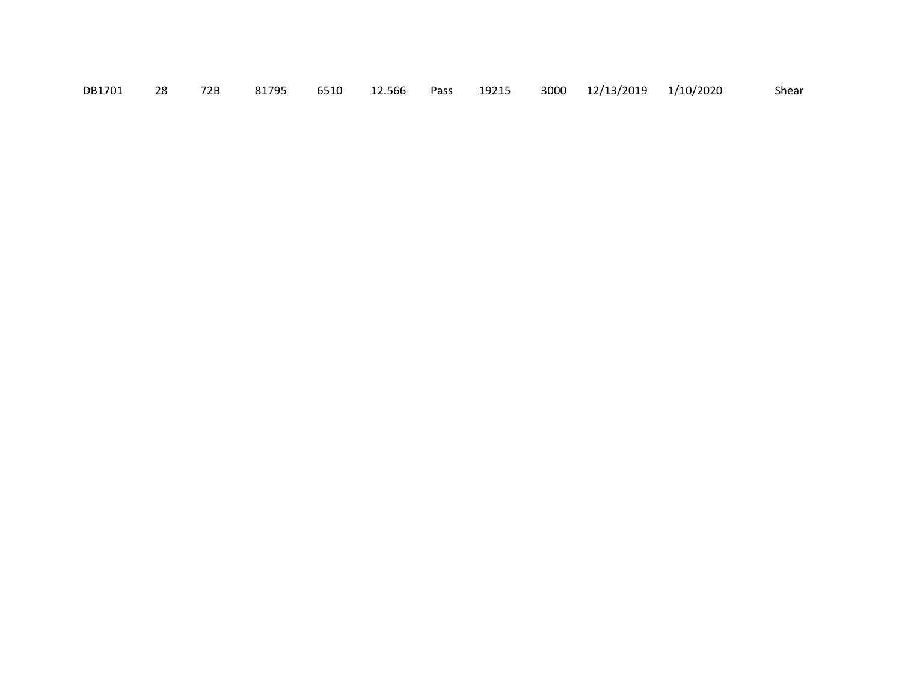| | | | | | | | | | | | |
|---|---|---|---|---|---|---|---|---|---|---|---|
| DB1701 | 28 | 72B | 81795 | 6510 | 12.566 | Pass | 19215 | 3000 | 12/13/2019 | 1/10/2020 | Shear |